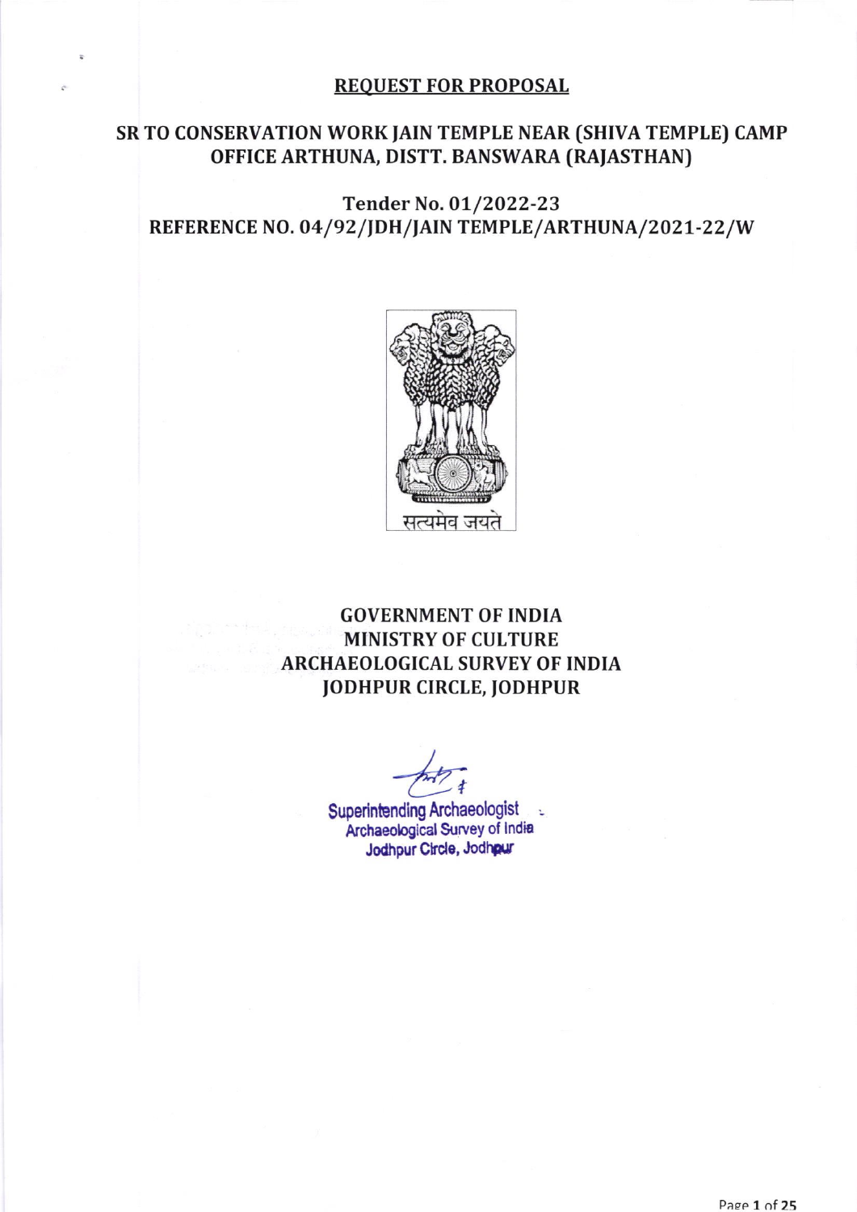# REQUEST FOR PROPOSAL

## SR TO CONSERVATION WORK JAIN TEMPLE NEAR (SHIVA TEMPLE) CAMP OFFICE ARTHUNA, DISTT. BANSWARA (RAJASTHAN)

### Tender No. 01/2022-23

### REFERENCE NO. 04/92/JDH/JAIN TEMPLE/ARTHUNA/2021-22/W

सत्यमेव जयते

**GOVERNMENT OF INDIA**
**MINISTRY OF CULTURE**
**ARCHAEOLOGICAL SURVEY OF INDIA**
**JODHPUR CIRCLE, JODHPUR**

Superintending Archaeologist
Archaeological Survey of India
Jodhpur Circle, Jodhpur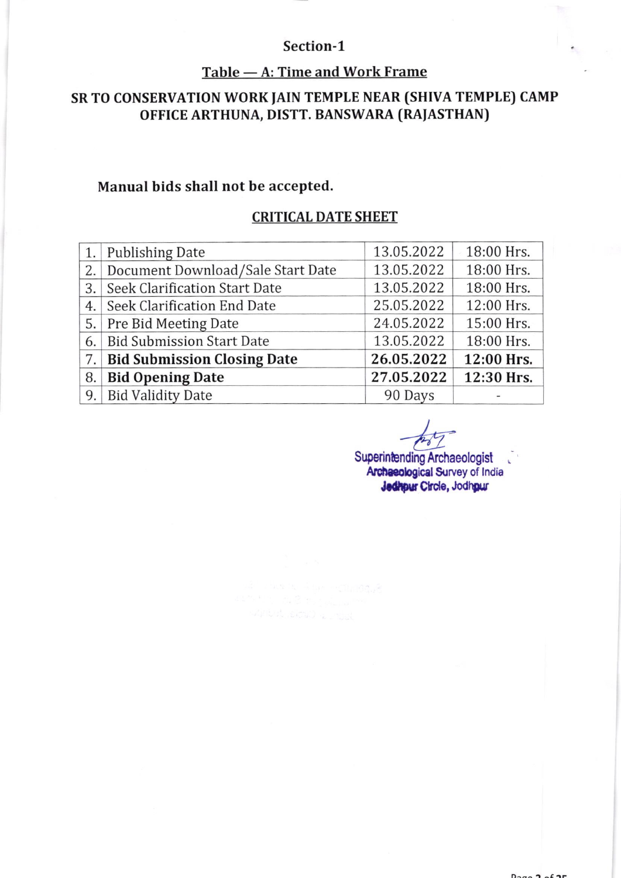## Section-1

### Table — A: Time and Work Frame

### SR TO CONSERVATION WORK JAIN TEMPLE NEAR (SHIVA TEMPLE) CAMP OFFICE ARTHUNA, DISTT. BANSWARA (RAJASTHAN)

**Manual bids shall not be accepted.**

**CRITICAL DATE SHEET**

| | | | |
|---|---|---|---|
| 1. | Publishing Date | 13.05.2022 | 18:00 Hrs. |
| 2. | Document Download/Sale Start Date | 13.05.2022 | 18:00 Hrs. |
| 3. | Seek Clarification Start Date | 13.05.2022 | 18:00 Hrs. |
| 4. | Seek Clarification End Date | 25.05.2022 | 12:00 Hrs. |
| 5. | Pre Bid Meeting Date | 24.05.2022 | 15:00 Hrs. |
| 6. | Bid Submission Start Date | 13.05.2022 | 18:00 Hrs. |
| 7. | **Bid Submission Closing Date** | **26.05.2022** | **12:00 Hrs.** |
| 8. | **Bid Opening Date** | **27.05.2022** | **12:30 Hrs.** |
| 9. | Bid Validity Date | 90 Days | - |

Superintending Archaeologist
Archaeological Survey of India
Jodhpur Circle, Jodhpur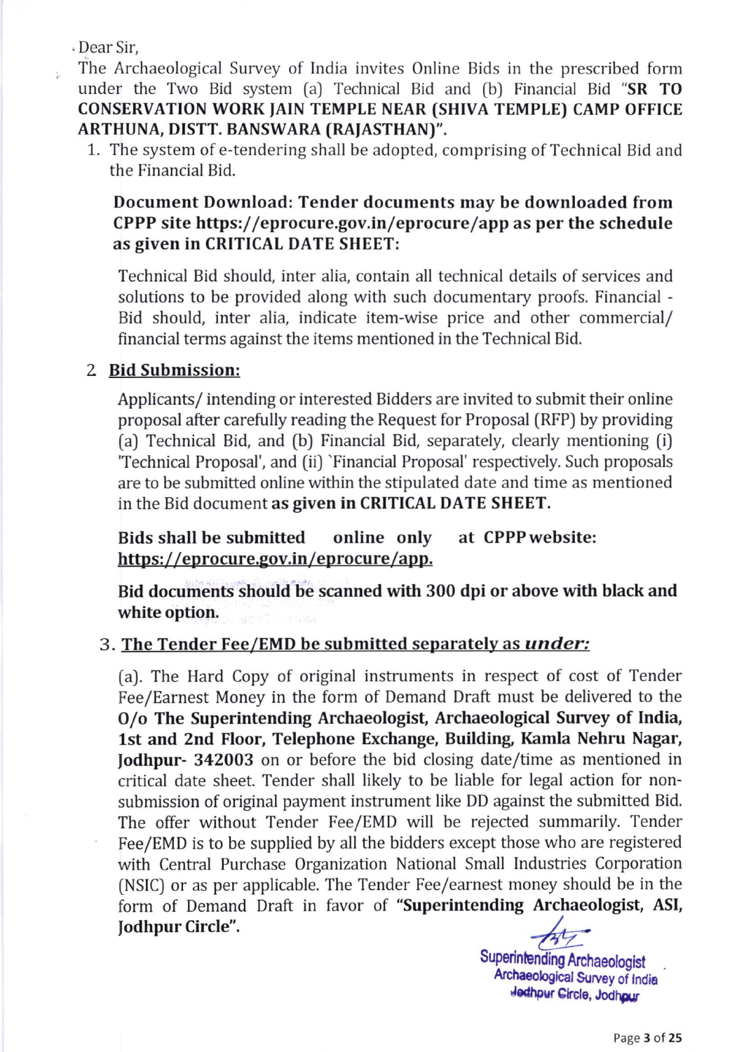Dear Sir,

The Archaeological Survey of India invites Online Bids in the prescribed form under the Two Bid system (a) Technical Bid and (b) Financial Bid "**SR TO CONSERVATION WORK JAIN TEMPLE NEAR (SHIVA TEMPLE) CAMP OFFICE ARTHUNA, DISTT. BANSWARA (RAJASTHAN)**".

1. The system of e-tendering shall be adopted, comprising of Technical Bid and the Financial Bid.

   **Document Download: Tender documents may be downloaded from CPPP site https://eprocure.gov.in/eprocure/app as per the schedule as given in CRITICAL DATE SHEET:**

   Technical Bid should, inter alia, contain all technical details of services and solutions to be provided along with such documentary proofs. Financial - Bid should, inter alia, indicate item-wise price and other commercial/ financial terms against the items mentioned in the Technical Bid.

2. **Bid Submission:**

   Applicants/ intending or interested Bidders are invited to submit their online proposal after carefully reading the Request for Proposal (RFP) by providing (a) Technical Bid, and (b) Financial Bid, separately, clearly mentioning (i) 'Technical Proposal', and (ii) 'Financial Proposal' respectively. Such proposals are to be submitted online within the stipulated date and time as mentioned in the Bid document **as given in CRITICAL DATE SHEET.**

   **Bids shall be submitted online only at CPPP website: https://eprocure.gov.in/eprocure/app.**

   **Bid documents should be scanned with 300 dpi or above with black and white option.**

3. **The Tender Fee/EMD be submitted separately as *under:***

   (a). The Hard Copy of original instruments in respect of cost of Tender Fee/Earnest Money in the form of Demand Draft must be delivered to the **O/o The Superintending Archaeologist, Archaeological Survey of India, 1st and 2nd Floor, Telephone Exchange, Building, Kamla Nehru Nagar, Jodhpur- 342003** on or before the bid closing date/time as mentioned in critical date sheet. Tender shall likely to be liable for legal action for non-submission of original payment instrument like DD against the submitted Bid. The offer without Tender Fee/EMD will be rejected summarily. Tender Fee/EMD is to be supplied by all the bidders except those who are registered with Central Purchase Organization National Small Industries Corporation (NSIC) or as per applicable. The Tender Fee/earnest money should be in the form of Demand Draft in favor of **"Superintending Archaeologist, ASI, Jodhpur Circle".**

Superintending Archaeologist
Archaeological Survey of India
Jodhpur Circle, Jodhpur